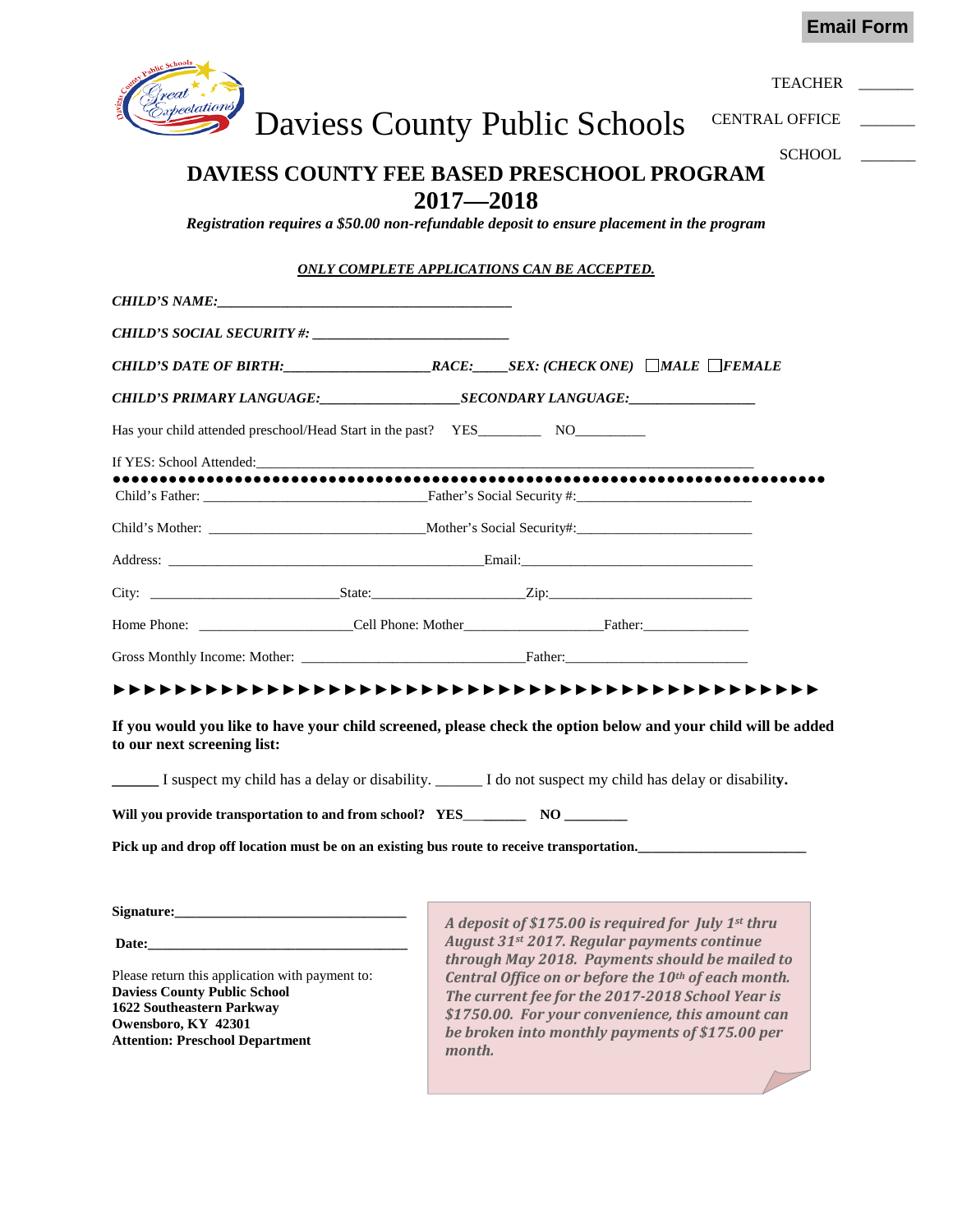Email Form

TEACHER _______

CENTRAL OFFICE _______

SCHOOL _______

# Daviess County Public Schools

## DAVIESS COUNTY FEE BASED PRESCHOOL PROGRAM
## 2017—2018

***Registration requires a $50.00 non-refundable deposit to ensure placement in the program***

***ONLY COMPLETE APPLICATIONS CAN BE ACCEPTED.***

***CHILD'S NAME:*****_________________________________________**

***CHILD'S SOCIAL SECURITY #:*** **____________________________**

***CHILD'S DATE OF BIRTH:*****____________________*****RACE:*****_____*****SEX: (CHECK ONE)*** ☐***MALE*** ☐***FEMALE***

***CHILD'S PRIMARY LANGUAGE:*****___________________*****SECONDARY LANGUAGE:*****_________________**

Has your child attended preschool/Head Start in the past? YES_________ NO__________

If YES: School Attended:____________________________________________________________________

●●●●●●●●●●●●●●●●●●●●●●●●●●●●●●●●●●●●●●●●●●●●●●●●●●●●●●●●●●●●●●●●●●●●●●●●●●

Child's Father: _______________________________Father's Social Security #:_________________________

Child's Mother: ______________________________Mother's Social Security#:_________________________

Address: ____________________________________________Email:________________________________

City: __________________________State:_____________________Zip:_____________________________

Home Phone: ______________________Cell Phone: Mother___________________Father:_______________

Gross Monthly Income: Mother: _______________________________Father:__________________________

►►►►►►►►►►►►►►►►►►►►►►►►►►►►►►►►►►►►►►►►►►►►►►►►

**If you would you like to have your child screened, please check the option below and your child will be added to our next screening list:**

**______** I suspect my child has a delay or disability. ______ I do not suspect my child has delay or disabilit**y.**

**Will you provide transportation to and from school? YES_________ NO _________**

**Pick up and drop off location must be on an existing bus route to receive transportation.________________________**

**Signature:__________________________________**

**Date:_____________________________________**

Please return this application with payment to:
**Daviess County Public School**
**1622 Southeastern Parkway**
**Owensboro, KY 42301**
**Attention: Preschool Department**

***A deposit of $175.00 is required for July 1st thru August 31st 2017. Regular payments continue through May 2018. Payments should be mailed to Central Office on or before the 10th of each month. The current fee for the 2017-2018 School Year is $1750.00. For your convenience, this amount can be broken into monthly payments of $175.00 per month.***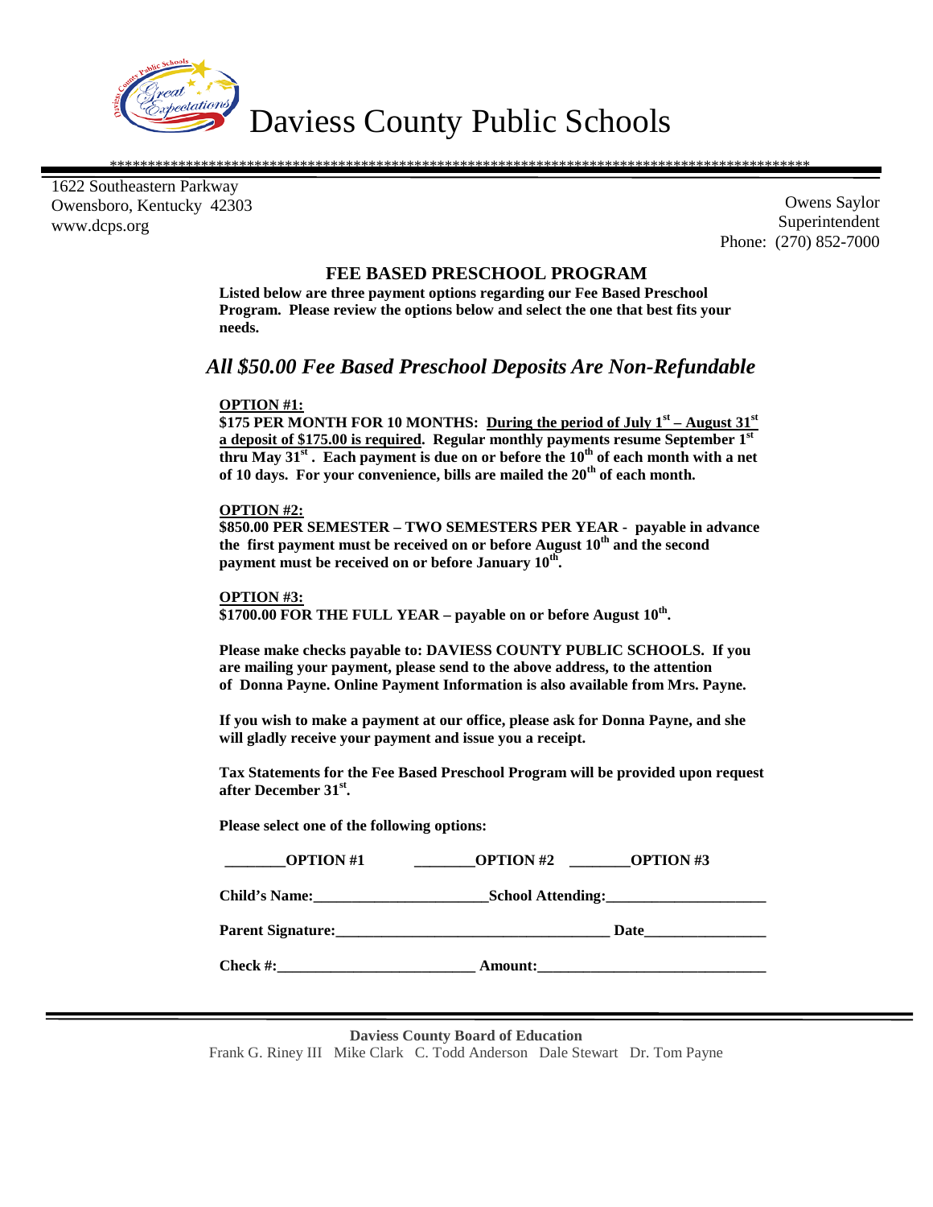# Daviess County Public Schools

1622 Southeastern Parkway
Owensboro, Kentucky 42303
www.dcps.org

Owens Saylor
Superintendent
Phone: (270) 852-7000

## FEE BASED PRESCHOOL PROGRAM

**Listed below are three payment options regarding our Fee Based Preschool Program. Please review the options below and select the one that best fits your needs.**

### *All $50.00 Fee Based Preschool Deposits Are Non-Refundable*

**OPTION #1:**
**$175 PER MONTH FOR 10 MONTHS: During the period of July 1st – August 31st a deposit of $175.00 is required. Regular monthly payments resume September 1st thru May 31st. Each payment is due on or before the 10th of each month with a net of 10 days. For your convenience, bills are mailed the 20th of each month.**

**OPTION #2:**
**$850.00 PER SEMESTER – TWO SEMESTERS PER YEAR - payable in advance the first payment must be received on or before August 10th and the second payment must be received on or before January 10th.**

**OPTION #3:**
**$1700.00 FOR THE FULL YEAR – payable on or before August 10th.**

**Please make checks payable to: DAVIESS COUNTY PUBLIC SCHOOLS. If you are mailing your payment, please send to the above address, to the attention of Donna Payne. Online Payment Information is also available from Mrs. Payne.**

**If you wish to make a payment at our office, please ask for Donna Payne, and she will gladly receive your payment and issue you a receipt.**

**Tax Statements for the Fee Based Preschool Program will be provided upon request after December 31st.**

**Please select one of the following options:**

**________OPTION #1    ________OPTION #2    ________OPTION #3**

**Child's Name:______________________School Attending:____________________**

**Parent Signature:__________________________________ Date_______________**

**Check #:________________________ Amount:_____________________________**

**Daviess County Board of Education**
Frank G. Riney III   Mike Clark   C. Todd Anderson   Dale Stewart   Dr. Tom Payne